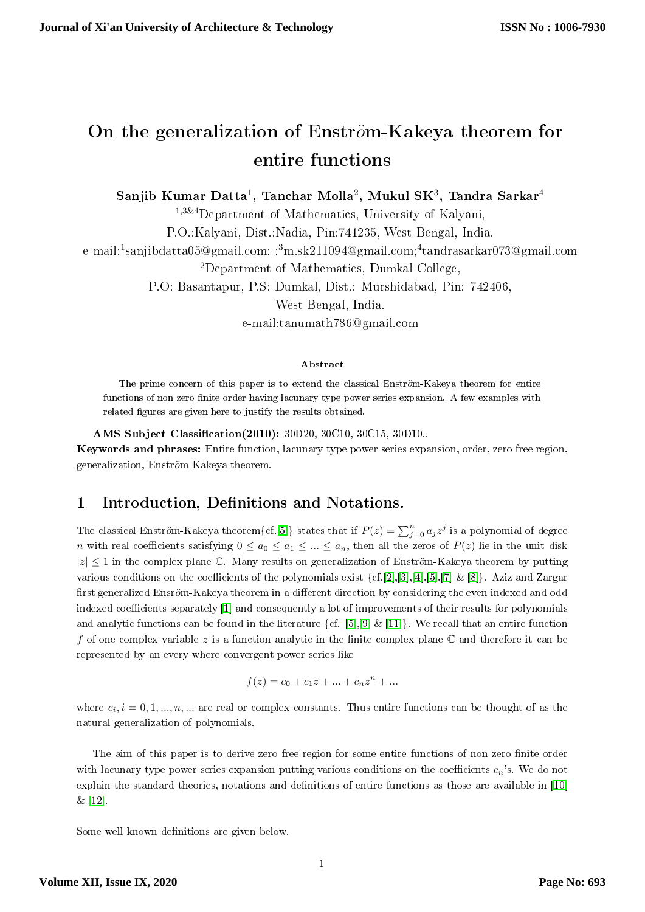# On the generalization of Enstr$\ddot{o}$m-Kakeya theorem for entire functions

**Sanjib Kumar Datta[1], Tanchar Molla[2], Mukul SK[3], Tandra Sarkar[4]**

[1,3&4]Department of Mathematics, University of Kalyani,
P.O.:Kalyani, Dist.:Nadia, Pin:741235, West Bengal, India.
e-mail:[1]sanjibdatta05@gmail.com; ;[3]m.sk211094@gmail.com;[4]tandrasarkar073@gmail.com
[2]Department of Mathematics, Dumkal College,
P.O: Basantapur, P.S: Dumkal, Dist.: Murshidabad, Pin: 742406,
West Bengal, India.
e-mail:tanumath786@gmail.com

### Abstract

The prime concern of this paper is to extend the classical Enström-Kakeya theorem for entire functions of non zero finite order having lacunary type power series expansion. A few examples with related figures are given here to justify the results obtained.

**AMS Subject Classification(2010):** 30D20, 30C10, 30C15, 30D10..

**Keywords and phrases:** Entire function, lacunary type power series expansion, order, zero free region, generalization, Enström-Kakeya theorem.

## 1 Introduction, Definitions and Notations.

The classical Enström-Kakeya theorem{cf.[5]} states that if $P(z) = \sum_{j=0}^{n} a_j z^j$ is a polynomial of degree $n$ with real coefficients satisfying $0 \leq a_0 \leq a_1 \leq ... \leq a_n$, then all the zeros of $P(z)$ lie in the unit disk $|z| \leq 1$ in the complex plane $\mathbb{C}$. Many results on generalization of Enström-Kakeya theorem by putting various conditions on the coefficients of the polynomials exist {cf.[2],[3],[4],[5],[7] & [8]}. Aziz and Zargar first generalized Ensröm-Kakeya theorem in a different direction by considering the even indexed and odd indexed coefficients separately [1] and consequently a lot of improvements of their results for polynomials and analytic functions can be found in the literature {cf. [5],[9] & [11]}. We recall that an entire function $f$ of one complex variable $z$ is a function analytic in the finite complex plane $\mathbb{C}$ and therefore it can be represented by an every where convergent power series like

$$f(z) = c_0 + c_1 z + ... + c_n z^n + ...$$

where $c_i, i = 0, 1, ..., n, ...$ are real or complex constants. Thus entire functions can be thought of as the natural generalization of polynomials.

The aim of this paper is to derive zero free region for some entire functions of non zero finite order with lacunary type power series expansion putting various conditions on the coefficients $c_n$'s. We do not explain the standard theories, notations and definitions of entire functions as those are available in [10] & [12].

Some well known definitions are given below.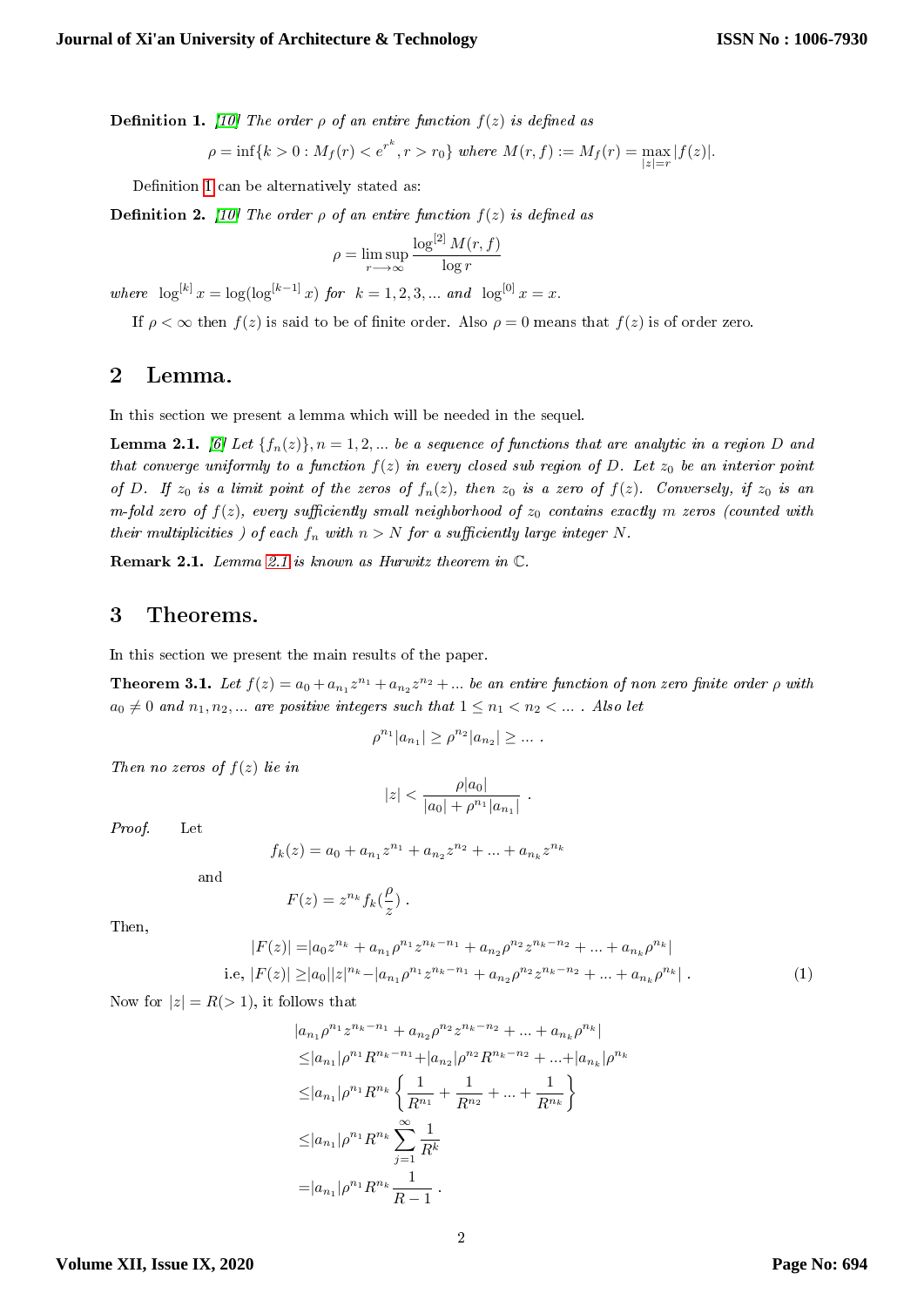**Definition 1.** *[10] The order $\rho$ of an entire function $f(z)$ is defined as*

$$\rho = \inf\{k > 0 : M_f(r) < e^{r^k}, r > r_0\} \text{ where } M(r,f) := M_f(r) = \max_{|z|=r} |f(z)|.$$

Definition 1 can be alternatively stated as:

**Definition 2.** *[10] The order $\rho$ of an entire function $f(z)$ is defined as*

$$\rho = \limsup_{r \longrightarrow \infty} \frac{\log^{[2]} M(r,f)}{\log r}$$

*where* $\log^{[k]} x = \log(\log^{[k-1]} x)$ *for* $k = 1, 2, 3, \ldots$ *and* $\log^{[0]} x = x$.

If $\rho < \infty$ then $f(z)$ is said to be of finite order. Also $\rho = 0$ means that $f(z)$ is of order zero.

## 2 Lemma.

In this section we present a lemma which will be needed in the sequel.

**Lemma 2.1.** *[6] Let $\{f_n(z)\}, n = 1, 2, \ldots$ be a sequence of functions that are analytic in a region $D$ and that converge uniformly to a function $f(z)$ in every closed sub region of $D$. Let $z_0$ be an interior point of $D$. If $z_0$ is a limit point of the zeros of $f_n(z)$, then $z_0$ is a zero of $f(z)$. Conversely, if $z_0$ is an $m$-fold zero of $f(z)$, every sufficiently small neighborhood of $z_0$ contains exactly $m$ zeros (counted with their multiplicities ) of each $f_n$ with $n > N$ for a sufficiently large integer $N$.*

**Remark 2.1.** *Lemma 2.1 is known as Hurwitz theorem in $\mathbb{C}$.*

## 3 Theorems.

In this section we present the main results of the paper.

**Theorem 3.1.** *Let $f(z) = a_0 + a_{n_1} z^{n_1} + a_{n_2} z^{n_2} + \ldots$ be an entire function of non zero finite order $\rho$ with $a_0 \neq 0$ and $n_1, n_2, \ldots$ are positive integers such that $1 \leq n_1 < n_2 < \ldots$ . Also let*

$$\rho^{n_1} |a_{n_1}| \geq \rho^{n_2} |a_{n_2}| \geq \ldots .$$

*Then no zeros of $f(z)$ lie in*

$$|z| < \frac{\rho |a_0|}{|a_0| + \rho^{n_1} |a_{n_1}|} .$$

*Proof.* Let

$$f_k(z) = a_0 + a_{n_1} z^{n_1} + a_{n_2} z^{n_2} + \ldots + a_{n_k} z^{n_k}$$

and

$$F(z) = z^{n_k} f_k\left(\frac{\rho}{z}\right) .$$

Then,

$$\begin{aligned}
|F(z)| =& |a_0 z^{n_k} + a_{n_1} \rho^{n_1} z^{n_k - n_1} + a_{n_2} \rho^{n_2} z^{n_k - n_2} + \ldots + a_{n_k} \rho^{n_k}| \\
\text{i.e, } |F(z)| \geq& |a_0||z|^{n_k} - |a_{n_1} \rho^{n_1} z^{n_k - n_1} + a_{n_2} \rho^{n_2} z^{n_k - n_2} + \ldots + a_{n_k} \rho^{n_k}| . \qquad (1)
\end{aligned}$$

Now for $|z| = R (> 1)$, it follows that

$$\begin{aligned}
& |a_{n_1} \rho^{n_1} z^{n_k - n_1} + a_{n_2} \rho^{n_2} z^{n_k - n_2} + \ldots + a_{n_k} \rho^{n_k}| \\
\leq & |a_{n_1}| \rho^{n_1} R^{n_k - n_1} + |a_{n_2}| \rho^{n_2} R^{n_k - n_2} + \ldots + |a_{n_k}| \rho^{n_k} \\
\leq & |a_{n_1}| \rho^{n_1} R^{n_k} \left\{ \frac{1}{R^{n_1}} + \frac{1}{R^{n_2}} + \ldots + \frac{1}{R^{n_k}} \right\} \\
\leq & |a_{n_1}| \rho^{n_1} R^{n_k} \sum_{j=1}^{\infty} \frac{1}{R^k} \\
= & |a_{n_1}| \rho^{n_1} R^{n_k} \frac{1}{R - 1} .
\end{aligned}$$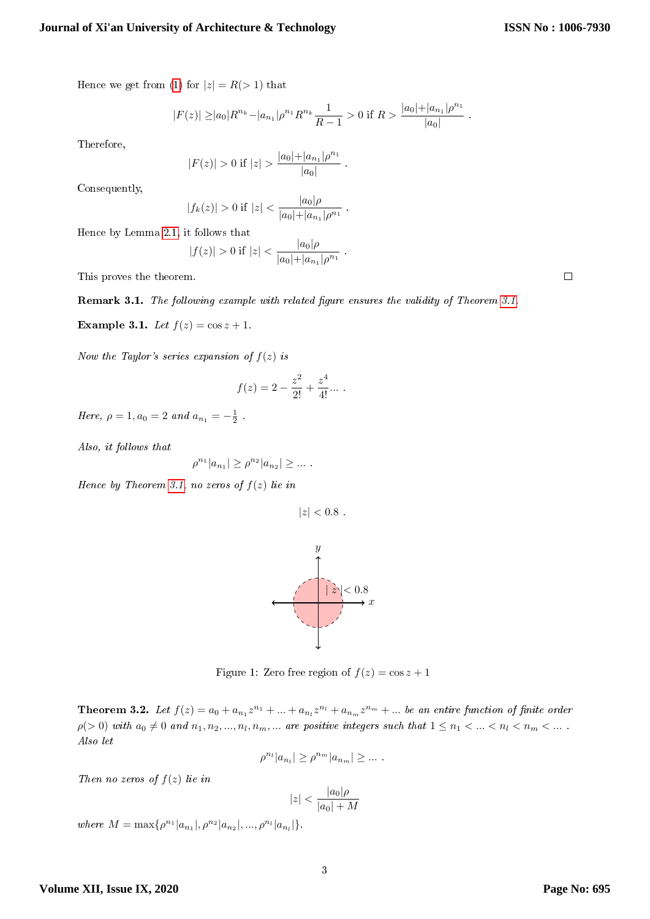Hence we get from (1) for $|z| = R(> 1)$ that

$$|F(z)| \geq |a_0|R^{n_k} - |a_{n_1}|\rho^{n_1}R^{n_k}\frac{1}{R-1} > 0 \text{ if } R > \frac{|a_0| + |a_{n_1}|\rho^{n_1}}{|a_0|} .$$

Therefore,

$$|F(z)| > 0 \text{ if } |z| > \frac{|a_0| + |a_{n_1}|\rho^{n_1}}{|a_0|} .$$

Consequently,

$$|f_k(z)| > 0 \text{ if } |z| < \frac{|a_0|\rho}{|a_0| + |a_{n_1}|\rho^{n_1}} .$$

Hence by Lemma 2.1, it follows that

$$|f(z)| > 0 \text{ if } |z| < \frac{|a_0|\rho}{|a_0| + |a_{n_1}|\rho^{n_1}} .$$

This proves the theorem. □

**Remark 3.1.** *The following example with related figure ensures the validity of Theorem 3.1.*

**Example 3.1.** *Let* $f(z) = \cos z + 1$.

*Now the Taylor's series expansion of* $f(z)$ *is*

$$f(z) = 2 - \frac{z^2}{2!} + \frac{z^4}{4!} ... .$$

*Here,* $\rho = 1, a_0 = 2$ *and* $a_{n_1} = -\frac{1}{2}$ .

*Also, it follows that*

$$\rho^{n_1}|a_{n_1}| \geq \rho^{n_2}|a_{n_2}| \geq ... .$$

*Hence by Theorem 3.1, no zeros of* $f(z)$ *lie in*

$$|z| < 0.8 .$$

Figure 1: Zero free region of $f(z) = \cos z + 1$

**Theorem 3.2.** *Let* $f(z) = a_0 + a_{n_1}z^{n_1} + ... + a_{n_l}z^{n_l} + a_{n_m}z^{n_m} + ...$ *be an entire function of finite order* $\rho(> 0)$ *with* $a_0 \neq 0$ *and* $n_1, n_2, ..., n_l, n_m, ...$ *are positive integers such that* $1 \leq n_1 < ... < n_l < n_m < ...$ *. Also let*

$$\rho^{n_l}|a_{n_l}| \geq \rho^{n_m}|a_{n_m}| \geq ... .$$

*Then no zeros of* $f(z)$ *lie in*

$$|z| < \frac{|a_0|\rho}{|a_0| + M}$$

*where* $M = \max\{\rho^{n_1}|a_{n_1}|, \rho^{n_2}|a_{n_2}|, ..., \rho^{n_l}|a_{n_l}|\}$.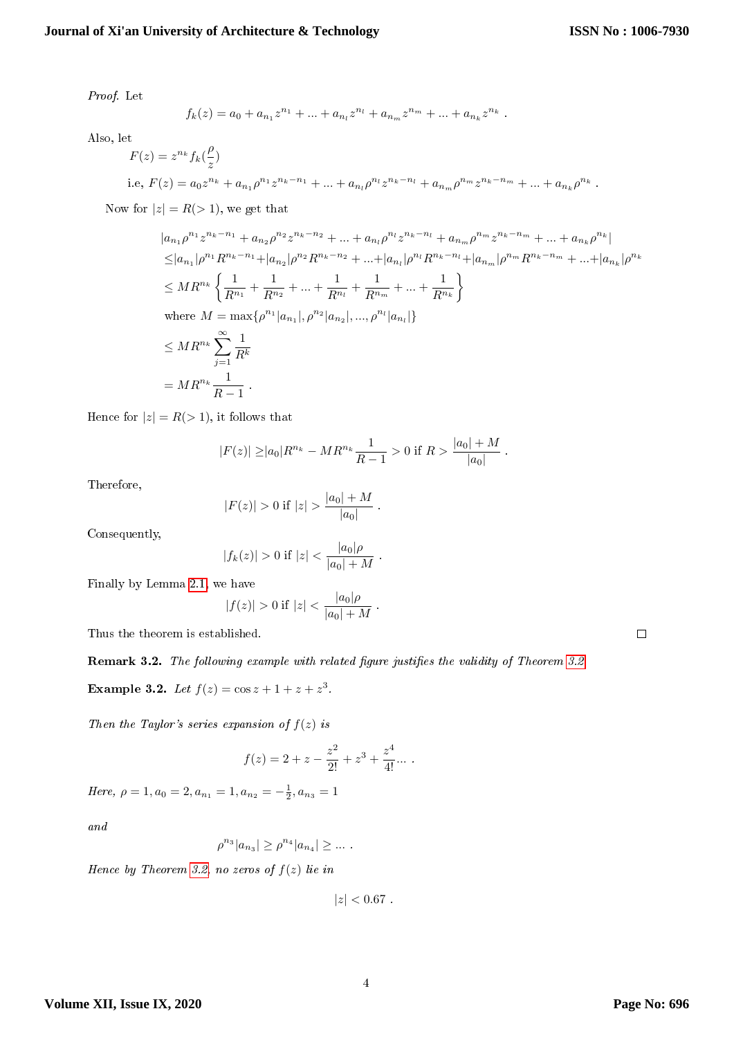*Proof.* Let

$$f_k(z) = a_0 + a_{n_1}z^{n_1} + ... + a_{n_l}z^{n_l} + a_{n_m}z^{n_m} + ... + a_{n_k}z^{n_k} \ .$$

Also, let

$$F(z) = z^{n_k} f_k(\frac{\rho}{z})$$

i.e, $F(z) = a_0 z^{n_k} + a_{n_1}\rho^{n_1} z^{n_k - n_1} + ... + a_{n_l}\rho^{n_l} z^{n_k - n_l} + a_{n_m}\rho^{n_m} z^{n_k - n_m} + ... + a_{n_k}\rho^{n_k}$ .

Now for $|z| = R(> 1)$, we get that

$$\begin{aligned}
&|a_{n_1}\rho^{n_1} z^{n_k - n_1} + a_{n_2}\rho^{n_2} z^{n_k - n_2} + ... + a_{n_l}\rho^{n_l} z^{n_k - n_l} + a_{n_m}\rho^{n_m} z^{n_k - n_m} + ... + a_{n_k}\rho^{n_k}| \\
&\le |a_{n_1}|\rho^{n_1} R^{n_k - n_1} + |a_{n_2}|\rho^{n_2} R^{n_k - n_2} + ... + |a_{n_l}|\rho^{n_l} R^{n_k - n_l} + |a_{n_m}|\rho^{n_m} R^{n_k - n_m} + ... + |a_{n_k}|\rho^{n_k} \\
&\le MR^{n_k}\left\{\frac{1}{R^{n_1}} + \frac{1}{R^{n_2}} + ... + \frac{1}{R^{n_l}} + \frac{1}{R^{n_m}} + ... + \frac{1}{R^{n_k}}\right\} \\
&\text{where } M = \max\{\rho^{n_1}|a_{n_1}|, \rho^{n_2}|a_{n_2}|, ..., \rho^{n_l}|a_{n_l}|\} \\
&\le MR^{n_k}\sum_{j=1}^{\infty}\frac{1}{R^k} \\
&= MR^{n_k}\frac{1}{R-1} \ .
\end{aligned}$$

Hence for $|z| = R(> 1)$, it follows that

$$|F(z)| \ge |a_0|R^{n_k} - MR^{n_k}\frac{1}{R-1} > 0 \text{ if } R > \frac{|a_0| + M}{|a_0|} \ .$$

Therefore,

$$|F(z)| > 0 \text{ if } |z| > \frac{|a_0| + M}{|a_0|} \ .$$

Consequently,

$$|f_k(z)| > 0 \text{ if } |z| < \frac{|a_0|\rho}{|a_0| + M} \ .$$

Finally by Lemma 2.1, we have

$$|f(z)| > 0 \text{ if } |z| < \frac{|a_0|\rho}{|a_0| + M} \ .$$

Thus the theorem is established. □

**Remark 3.2.** *The following example with related figure justifies the validity of Theorem 3.2*

**Example 3.2.** *Let* $f(z) = \cos z + 1 + z + z^3$.

*Then the Taylor's series expansion of* $f(z)$ *is*

$$f(z) = 2 + z - \frac{z^2}{2!} + z^3 + \frac{z^4}{4!}... \ .$$

*Here,* $\rho = 1, a_0 = 2, a_{n_1} = 1, a_{n_2} = -\frac{1}{2}, a_{n_3} = 1$

*and*

$$\rho^{n_3}|a_{n_3}| \ge \rho^{n_4}|a_{n_4}| \ge ... \ .$$

*Hence by Theorem 3.2, no zeros of* $f(z)$ *lie in*

$$|z| < 0.67 \ .$$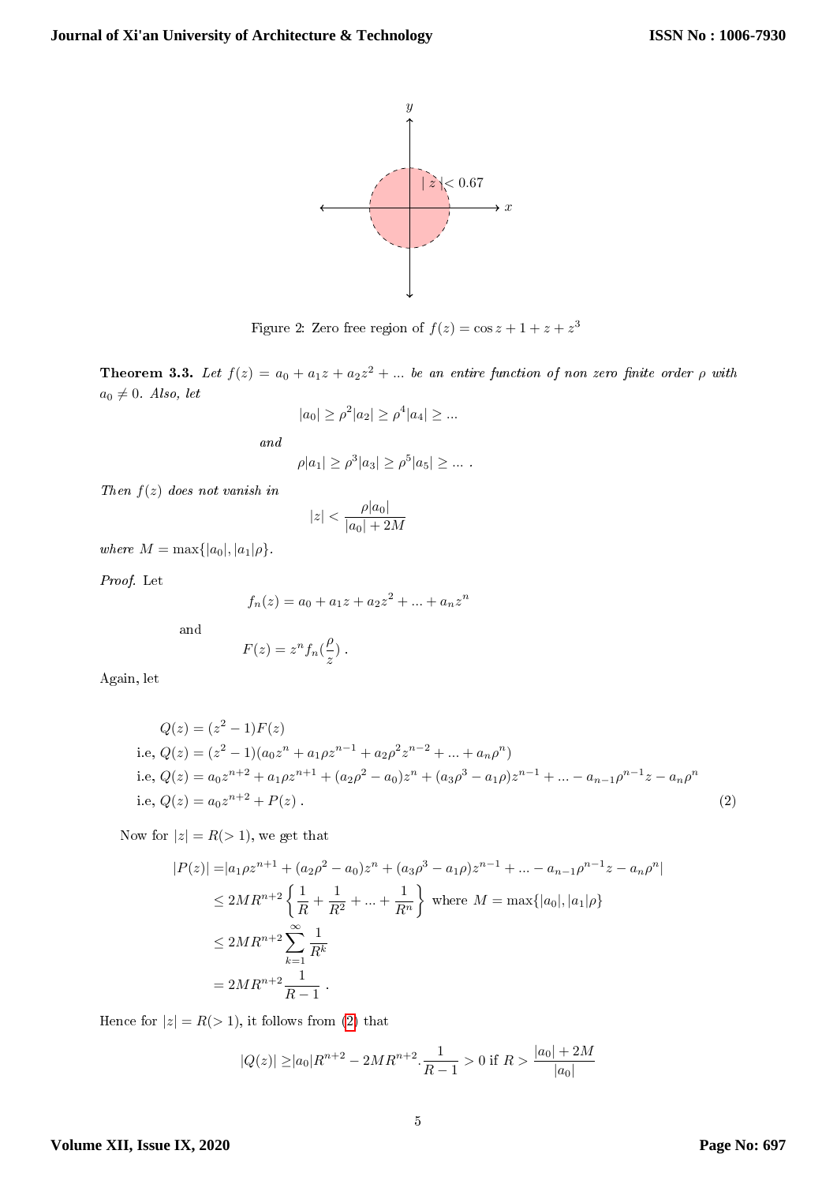Figure 2: Zero free region of $f(z) = \cos z + 1 + z + z^3$

**Theorem 3.3.** *Let $f(z) = a_0 + a_1 z + a_2 z^2 + \ldots$ be an entire function of non zero finite order $\rho$ with $a_0 \neq 0$. Also, let*

$$|a_0| \geq \rho^2 |a_2| \geq \rho^4 |a_4| \geq \ldots$$

*and*

$$\rho |a_1| \geq \rho^3 |a_3| \geq \rho^5 |a_5| \geq \ldots .$$

*Then $f(z)$ does not vanish in*

$$|z| < \frac{\rho |a_0|}{|a_0| + 2M}$$

*where $M = \max\{|a_0|, |a_1|\rho\}$.*

*Proof.* Let

$$f_n(z) = a_0 + a_1 z + a_2 z^2 + \ldots + a_n z^n$$

and

$$F(z) = z^n f_n\left(\frac{\rho}{z}\right) .$$

Again, let

$$\begin{aligned}
Q(z) &= (z^2 - 1) F(z) \\
\text{i.e, } Q(z) &= (z^2 - 1)(a_0 z^n + a_1 \rho z^{n-1} + a_2 \rho^2 z^{n-2} + \ldots + a_n \rho^n) \\
\text{i.e, } Q(z) &= a_0 z^{n+2} + a_1 \rho z^{n+1} + (a_2 \rho^2 - a_0) z^n + (a_3 \rho^3 - a_1 \rho) z^{n-1} + \ldots - a_{n-1} \rho^{n-1} z - a_n \rho^n \\
\text{i.e, } Q(z) &= a_0 z^{n+2} + P(z) . \qquad (2)
\end{aligned}$$

Now for $|z| = R (> 1)$, we get that

$$\begin{aligned}
|P(z)| &= |a_1 \rho z^{n+1} + (a_2 \rho^2 - a_0) z^n + (a_3 \rho^3 - a_1 \rho) z^{n-1} + \ldots - a_{n-1} \rho^{n-1} z - a_n \rho^n| \\
&\leq 2M R^{n+2} \left\{ \frac{1}{R} + \frac{1}{R^2} + \ldots + \frac{1}{R^n} \right\} \text{ where } M = \max\{|a_0|, |a_1|\rho\} \\
&\leq 2M R^{n+2} \sum_{k=1}^{\infty} \frac{1}{R^k} \\
&= 2M R^{n+2} \frac{1}{R - 1} .
\end{aligned}$$

Hence for $|z| = R (> 1)$, it follows from (2) that

$$|Q(z)| \geq |a_0| R^{n+2} - 2M R^{n+2} . \frac{1}{R - 1} > 0 \text{ if } R > \frac{|a_0| + 2M}{|a_0|}$$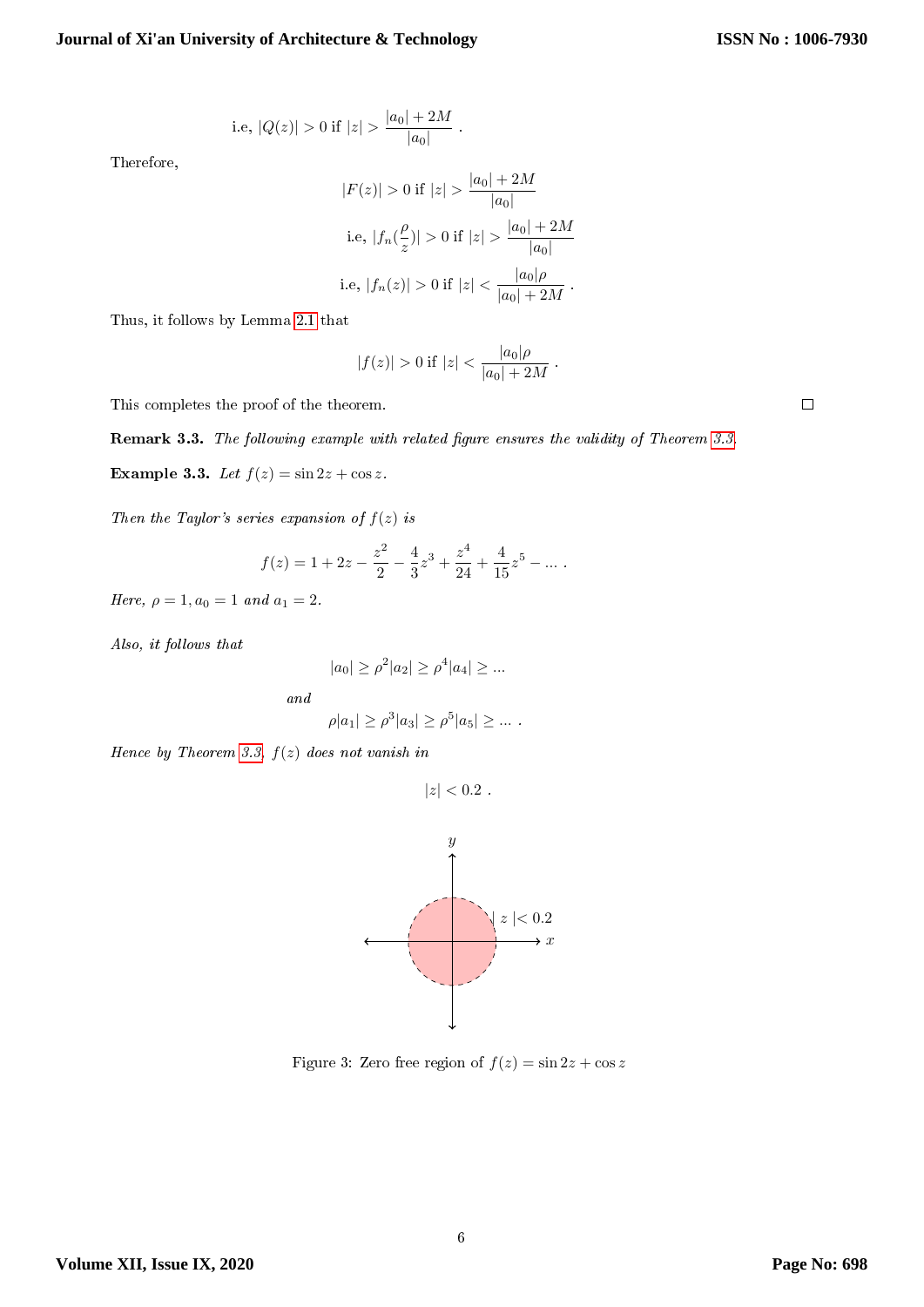$$\text{i.e, } |Q(z)| > 0 \text{ if } |z| > \frac{|a_0| + 2M}{|a_0|} \ .$$

Therefore,

$$|F(z)| > 0 \text{ if } |z| > \frac{|a_0| + 2M}{|a_0|}$$

$$\text{i.e, } |f_n(\frac{\rho}{z})| > 0 \text{ if } |z| > \frac{|a_0| + 2M}{|a_0|}$$

$$\text{i.e, } |f_n(z)| > 0 \text{ if } |z| < \frac{|a_0|\rho}{|a_0| + 2M} \ .$$

Thus, it follows by Lemma 2.1 that

$$|f(z)| > 0 \text{ if } |z| < \frac{|a_0|\rho}{|a_0| + 2M} \ .$$

This completes the proof of the theorem. □

**Remark 3.3.** *The following example with related figure ensures the validity of Theorem 3.3.*

**Example 3.3.** *Let* $f(z) = \sin 2z + \cos z$.

*Then the Taylor's series expansion of* $f(z)$ *is*

$$f(z) = 1 + 2z - \frac{z^2}{2} - \frac{4}{3}z^3 + \frac{z^4}{24} + \frac{4}{15}z^5 - \dots \ .$$

*Here,* $\rho = 1, a_0 = 1$ *and* $a_1 = 2$.

*Also, it follows that*

$$|a_0| \geq \rho^2|a_2| \geq \rho^4|a_4| \geq \dots$$

*and*

$$\rho|a_1| \geq \rho^3|a_3| \geq \rho^5|a_5| \geq \dots \ .$$

*Hence by Theorem 3.3,* $f(z)$ *does not vanish in*

$$|z| < 0.2 \ .$$

Figure 3: Zero free region of $f(z) = \sin 2z + \cos z$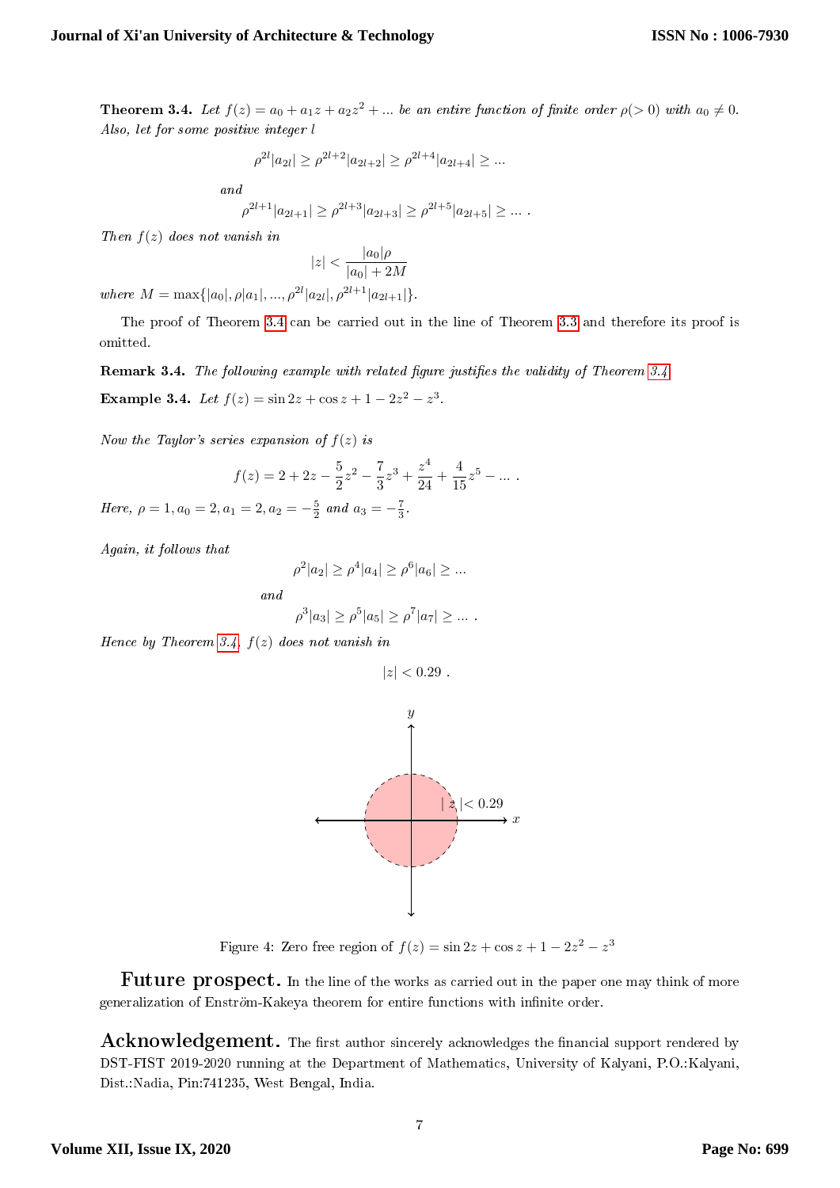**Theorem 3.4.** *Let $f(z) = a_0 + a_1 z + a_2 z^2 + ...$ be an entire function of finite order $\rho(> 0)$ with $a_0 \neq 0$. Also, let for some positive integer $l$*

$$\rho^{2l}|a_{2l}| \geq \rho^{2l+2}|a_{2l+2}| \geq \rho^{2l+4}|a_{2l+4}| \geq ...$$

*and*

$$\rho^{2l+1}|a_{2l+1}| \geq \rho^{2l+3}|a_{2l+3}| \geq \rho^{2l+5}|a_{2l+5}| \geq ... .$$

*Then $f(z)$ does not vanish in*

$$|z| < \frac{|a_0|\rho}{|a_0| + 2M}$$

*where $M = \max\{|a_0|, \rho|a_1|, ..., \rho^{2l}|a_{2l}|, \rho^{2l+1}|a_{2l+1}|\}$.*

The proof of Theorem 3.4 can be carried out in the line of Theorem 3.3 and therefore its proof is omitted.

**Remark 3.4.** *The following example with related figure justifies the validity of Theorem 3.4.*

**Example 3.4.** *Let $f(z) = \sin 2z + \cos z + 1 - 2z^2 - z^3$.*

*Now the Taylor's series expansion of $f(z)$ is*

$$f(z) = 2 + 2z - \frac{5}{2}z^2 - \frac{7}{3}z^3 + \frac{z^4}{24} + \frac{4}{15}z^5 - ... .$$

*Here, $\rho = 1, a_0 = 2, a_1 = 2, a_2 = -\frac{5}{2}$ and $a_3 = -\frac{7}{3}$.*

*Again, it follows that*

$$\rho^2|a_2| \geq \rho^4|a_4| \geq \rho^6|a_6| \geq ...$$

*and*

$$\rho^3|a_3| \geq \rho^5|a_5| \geq \rho^7|a_7| \geq ... .$$

*Hence by Theorem 3.4, $f(z)$ does not vanish in*

$$|z| < 0.29 .$$

Figure 4: Zero free region of $f(z) = \sin 2z + \cos z + 1 - 2z^2 - z^3$

**Future prospect.** In the line of the works as carried out in the paper one may think of more generalization of Enström-Kakeya theorem for entire functions with infinite order.

**Acknowledgement.** The first author sincerely acknowledges the financial support rendered by DST-FIST 2019-2020 running at the Department of Mathematics, University of Kalyani, P.O.:Kalyani, Dist.:Nadia, Pin:741235, West Bengal, India.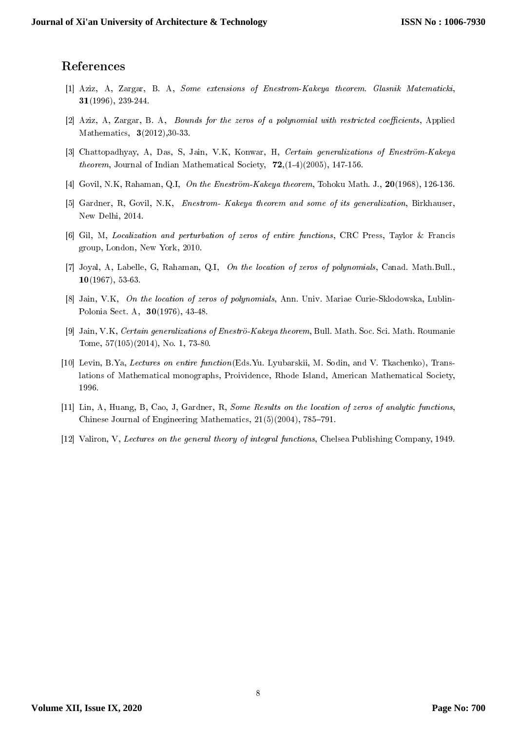## References

[1] Aziz, A, Zargar, B. A, *Some extensions of Enestrom-Kakeya theorem. Glasnik Matematicki*, **31**(1996), 239-244.

[2] Aziz, A, Zargar, B. A, *Bounds for the zeros of a polynomial with restricted coefficients*, Applied Mathematics, **3**(2012),30-33.

[3] Chattopadhyay, A, Das, S, Jain, V.K, Konwar, H, *Certain generalizations of Eneström-Kakeya theorem*, Journal of Indian Mathematical Society, **72**,(1-4)(2005), 147-156.

[4] Govil, N.K, Rahaman, Q.I, *On the Eneström-Kakeya theorem*, Tohoku Math. J., **20**(1968), 126-136.

[5] Gardner, R, Govil, N.K, *Enestrom- Kakeya theorem and some of its generalization*, Birkhauser, New Delhi, 2014.

[6] Gil, M, *Localization and perturbation of zeros of entire functions*, CRC Press, Taylor & Francis group, London, New York, 2010.

[7] Joyal, A, Labelle, G, Rahaman, Q.I, *On the location of zeros of polynomials*, Canad. Math.Bull., **10**(1967), 53-63.

[8] Jain, V.K, *On the location of zeros of polynomials*, Ann. Univ. Mariae Curie-Sklodowska, Lublin-Polonia Sect. A, **30**(1976), 43-48.

[9] Jain, V.K, *Certain generalizations of Eneströ-Kakeya theorem*, Bull. Math. Soc. Sci. Math. Roumanie Tome, 57(105)(2014), No. 1, 73-80.

[10] Levin, B.Ya, *Lectures on entire function*(Eds.Yu. Lyubarskii, M. Sodin, and V. Tkachenko), Translations of Mathematical monographs, Proividence, Rhode Island, American Mathematical Society, 1996.

[11] Lin, A, Huang, B, Cao, J, Gardner, R, *Some Results on the location of zeros of analytic functions*, Chinese Journal of Engineering Mathematics, 21(5)(2004), 785–791.

[12] Valiron, V, *Lectures on the general theory of integral functions*, Chelsea Publishing Company, 1949.